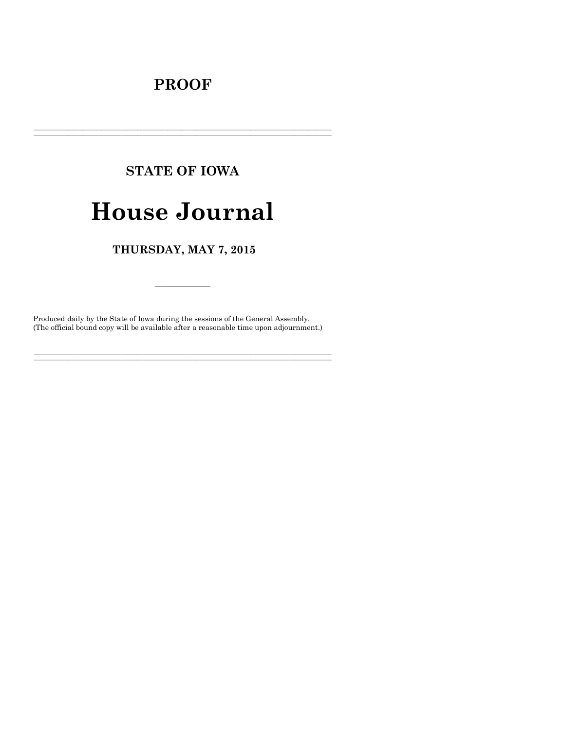# PROOF

---

## STATE OF IOWA

# House Journal

## THURSDAY, MAY 7, 2015

---

Produced daily by the State of Iowa during the sessions of the General Assembly.
(The official bound copy will be available after a reasonable time upon adjournment.)

---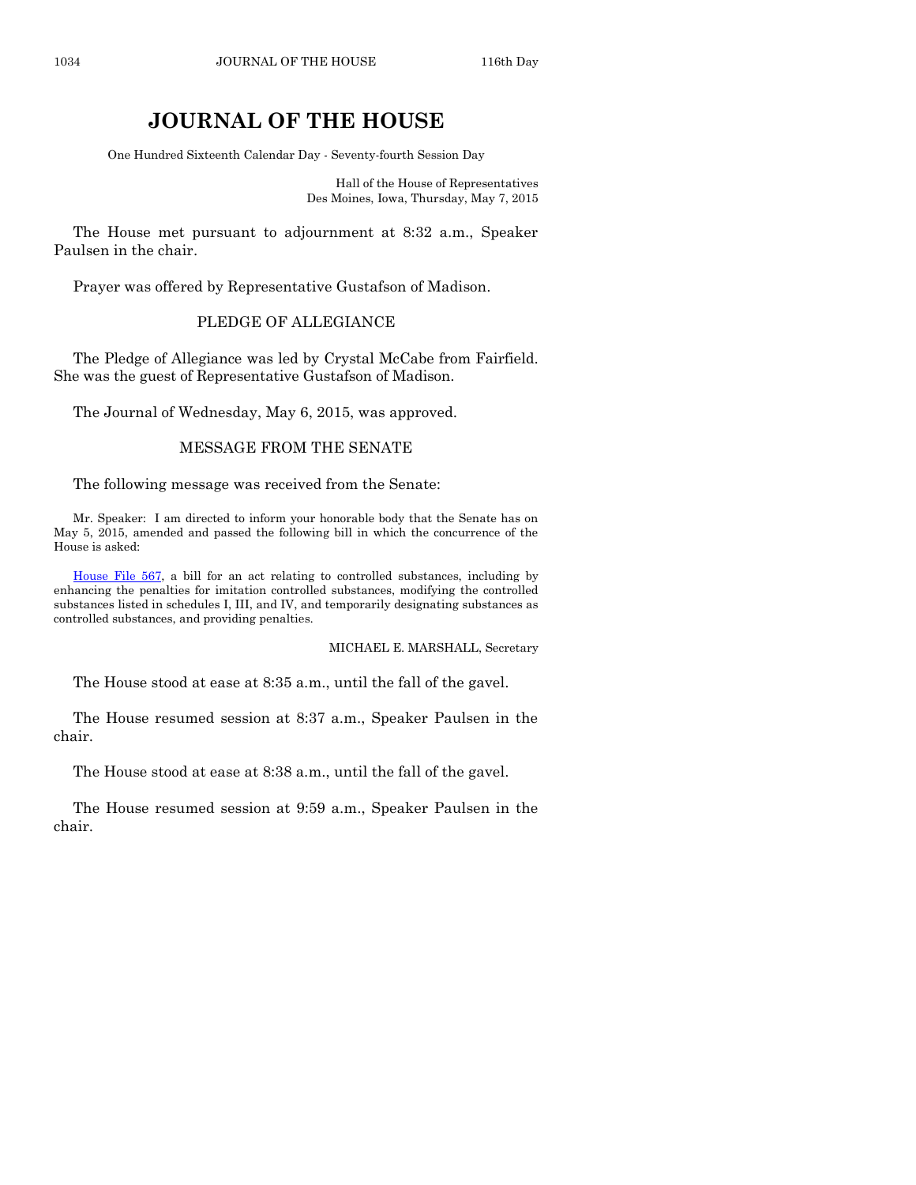# JOURNAL OF THE HOUSE

One Hundred Sixteenth Calendar Day - Seventy-fourth Session Day

Hall of the House of Representatives
Des Moines, Iowa, Thursday, May 7, 2015

The House met pursuant to adjournment at 8:32 a.m., Speaker Paulsen in the chair.

Prayer was offered by Representative Gustafson of Madison.

## PLEDGE OF ALLEGIANCE

The Pledge of Allegiance was led by Crystal McCabe from Fairfield. She was the guest of Representative Gustafson of Madison.

The Journal of Wednesday, May 6, 2015, was approved.

## MESSAGE FROM THE SENATE

The following message was received from the Senate:

Mr. Speaker: I am directed to inform your honorable body that the Senate has on May 5, 2015, amended and passed the following bill in which the concurrence of the House is asked:

House File 567, a bill for an act relating to controlled substances, including by enhancing the penalties for imitation controlled substances, modifying the controlled substances listed in schedules I, III, and IV, and temporarily designating substances as controlled substances, and providing penalties.

MICHAEL E. MARSHALL, Secretary

The House stood at ease at 8:35 a.m., until the fall of the gavel.

The House resumed session at 8:37 a.m., Speaker Paulsen in the chair.

The House stood at ease at 8:38 a.m., until the fall of the gavel.

The House resumed session at 9:59 a.m., Speaker Paulsen in the chair.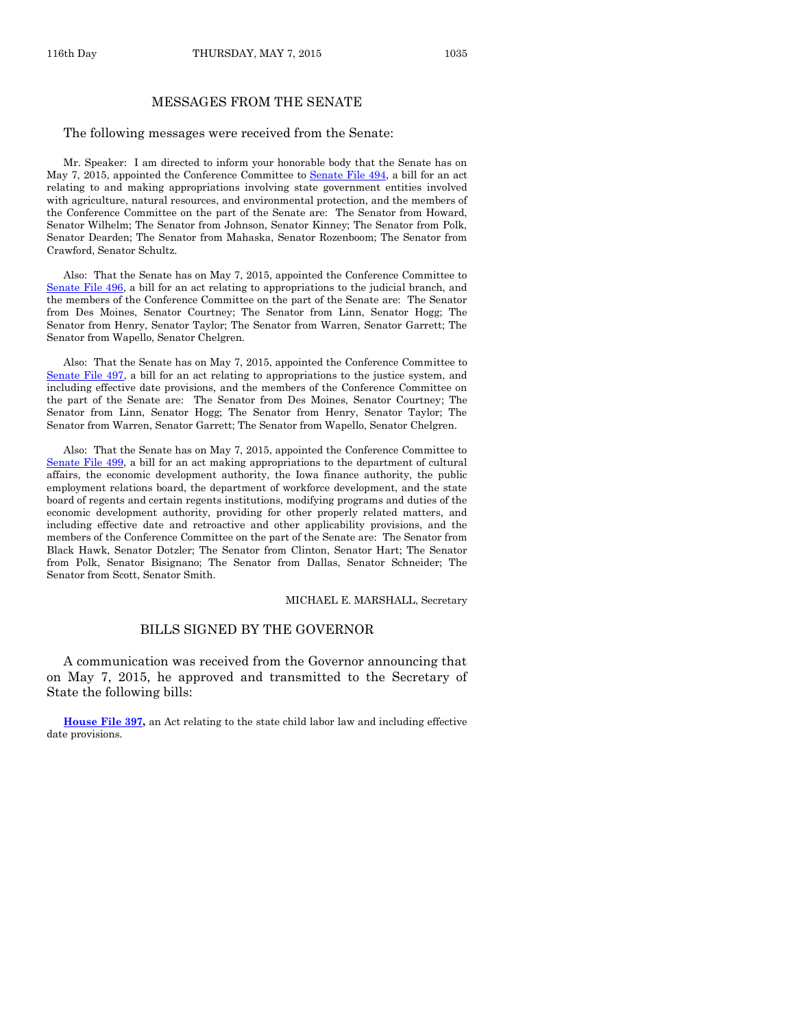## MESSAGES FROM THE SENATE

The following messages were received from the Senate:

Mr. Speaker: I am directed to inform your honorable body that the Senate has on May 7, 2015, appointed the Conference Committee to Senate File 494, a bill for an act relating to and making appropriations involving state government entities involved with agriculture, natural resources, and environmental protection, and the members of the Conference Committee on the part of the Senate are: The Senator from Howard, Senator Wilhelm; The Senator from Johnson, Senator Kinney; The Senator from Polk, Senator Dearden; The Senator from Mahaska, Senator Rozenboom; The Senator from Crawford, Senator Schultz.

Also: That the Senate has on May 7, 2015, appointed the Conference Committee to Senate File 496, a bill for an act relating to appropriations to the judicial branch, and the members of the Conference Committee on the part of the Senate are: The Senator from Des Moines, Senator Courtney; The Senator from Linn, Senator Hogg; The Senator from Henry, Senator Taylor; The Senator from Warren, Senator Garrett; The Senator from Wapello, Senator Chelgren.

Also: That the Senate has on May 7, 2015, appointed the Conference Committee to Senate File 497, a bill for an act relating to appropriations to the justice system, and including effective date provisions, and the members of the Conference Committee on the part of the Senate are: The Senator from Des Moines, Senator Courtney; The Senator from Linn, Senator Hogg; The Senator from Henry, Senator Taylor; The Senator from Warren, Senator Garrett; The Senator from Wapello, Senator Chelgren.

Also: That the Senate has on May 7, 2015, appointed the Conference Committee to Senate File 499, a bill for an act making appropriations to the department of cultural affairs, the economic development authority, the Iowa finance authority, the public employment relations board, the department of workforce development, and the state board of regents and certain regents institutions, modifying programs and duties of the economic development authority, providing for other properly related matters, and including effective date and retroactive and other applicability provisions, and the members of the Conference Committee on the part of the Senate are: The Senator from Black Hawk, Senator Dotzler; The Senator from Clinton, Senator Hart; The Senator from Polk, Senator Bisignano; The Senator from Dallas, Senator Schneider; The Senator from Scott, Senator Smith.

MICHAEL E. MARSHALL, Secretary

## BILLS SIGNED BY THE GOVERNOR

A communication was received from the Governor announcing that on May 7, 2015, he approved and transmitted to the Secretary of State the following bills:

**House File 397,** an Act relating to the state child labor law and including effective date provisions.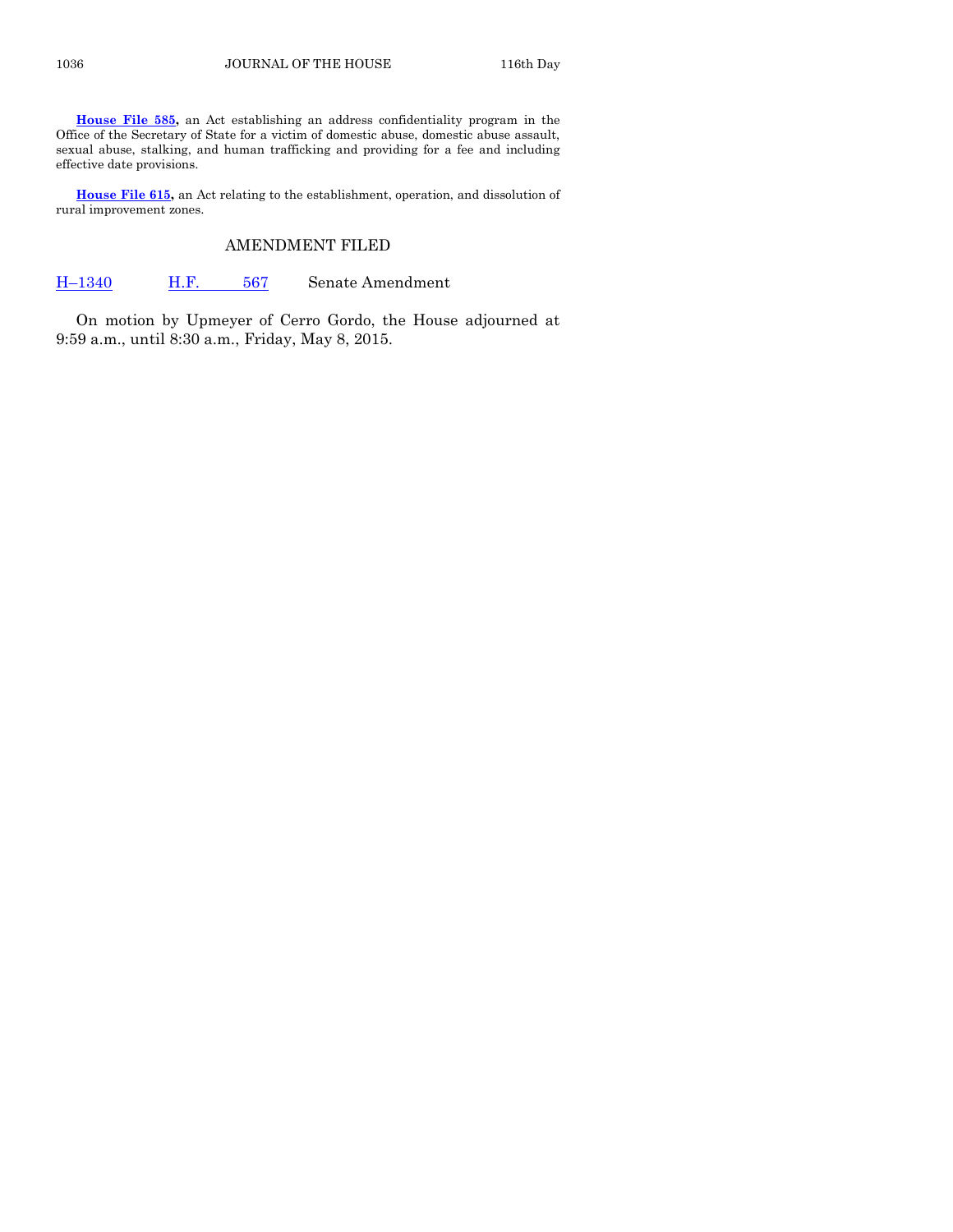**House File 585,** an Act establishing an address confidentiality program in the Office of the Secretary of State for a victim of domestic abuse, domestic abuse assault, sexual abuse, stalking, and human trafficking and providing for a fee and including effective date provisions.

**House File 615,** an Act relating to the establishment, operation, and dissolution of rural improvement zones.

## AMENDMENT FILED

| | | |
|---|---|---|
| H–1340 | H.F. 567 | Senate Amendment |

On motion by Upmeyer of Cerro Gordo, the House adjourned at 9:59 a.m., until 8:30 a.m., Friday, May 8, 2015.